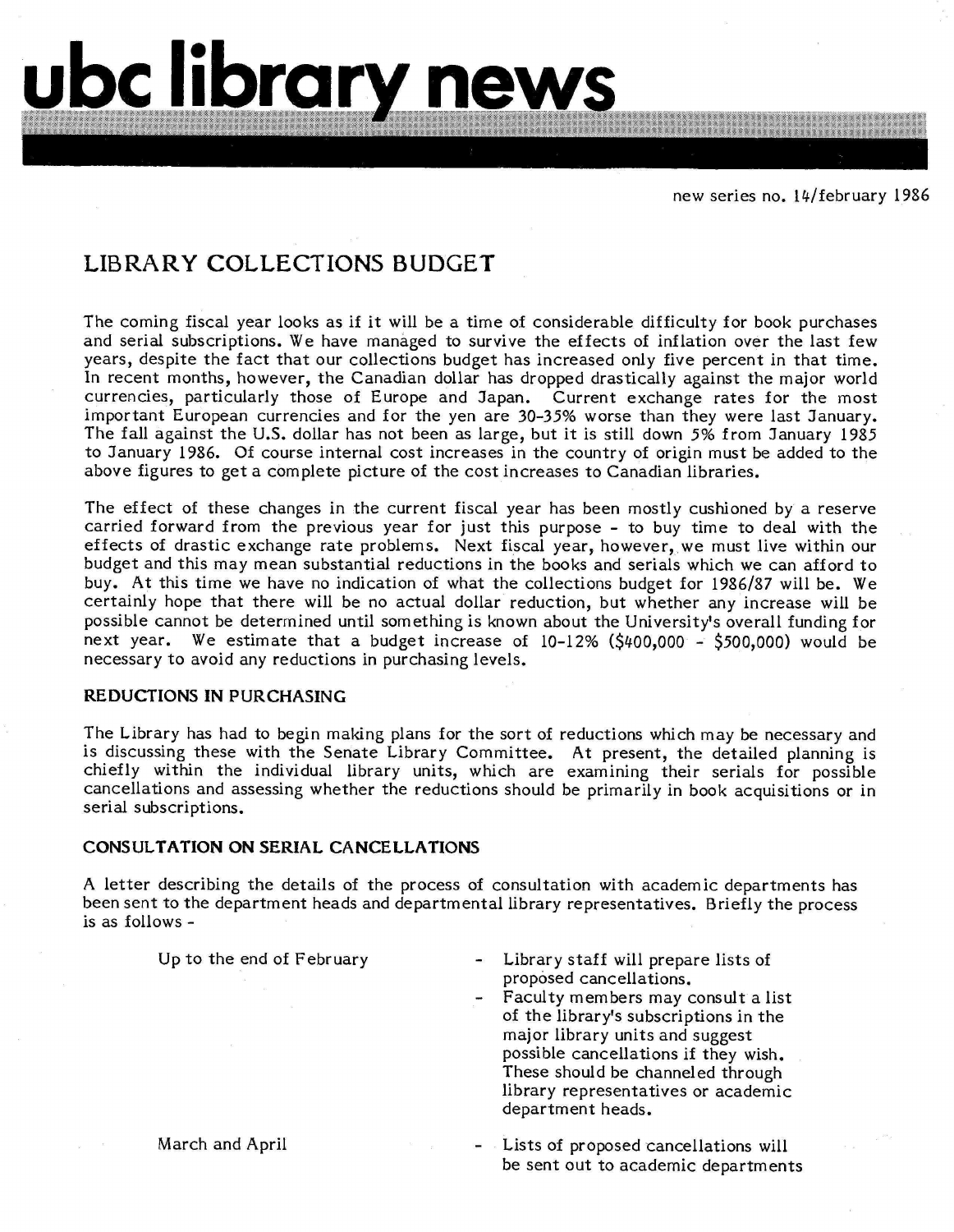# ubc library news

new series no. 14/february 1986

## LIBRARY COLLECTIONS BUDGET

The coming fiscal year looks as if it will be a time of considerable difficulty for book purchases and serial subscriptions. We have managed to survive the effects of inflation over the last few years, despite the fact that our collections budget has increased only five percent in that time. In recent months, however, the Canadian dollar has dropped drastically against the major world currencies, particularly those of Europe and Japan. Current exchange rates for the most important European currencies and for the yen are 30-35% worse than they were last January. The fall against the U.S. dollar has not been as large, but it is still down 5% from January 1985 to January 1986. Of course internal cost increases in the country of origin must be added to the above figures to get a complete picture of the cost increases to Canadian libraries.

The effect of these changes in the current fiscal year has been mostly cushioned by a reserve carried forward from the previous year for just this purpose - to buy time to deal with the effects of drastic exchange rate problems. Next fiscal year, however, we must live within our budget and this may mean substantial reductions in the books and serials which we can afford to buy. At this time we have no indication of what the collections budget for 1986/87 will be. We certainly hope that there will be no actual dollar reduction, but whether any increase will be possible cannot be determined until something is known about the University's overall funding for next year. We estimate that a budget increase of 10-12% ($400,000 - $500,000) would be necessary to avoid any reductions in purchasing levels.

### REDUCTIONS IN PURCHASING

The Library has had to begin making plans for the sort of reductions which may be necessary and is discussing these with the Senate Library Committee. At present, the detailed planning is chiefly within the individual library units, which are examining their serials for possible cancellations and assessing whether the reductions should be primarily in book acquisitions or in serial subscriptions.

### CONSULTATION ON SERIAL CANCELLATIONS

A letter describing the details of the process of consultation with academic departments has been sent to the department heads and departmental library representatives. Briefly the process is as follows -

Up to the end of February

- Library staff will prepare lists of proposed cancellations.
- Faculty members may consult a list of the library's subscriptions in the major library units and suggest possible cancellations if they wish. These should be channeled through library representatives or academic department heads.

March and April

- Lists of proposed cancellations will be sent out to academic departments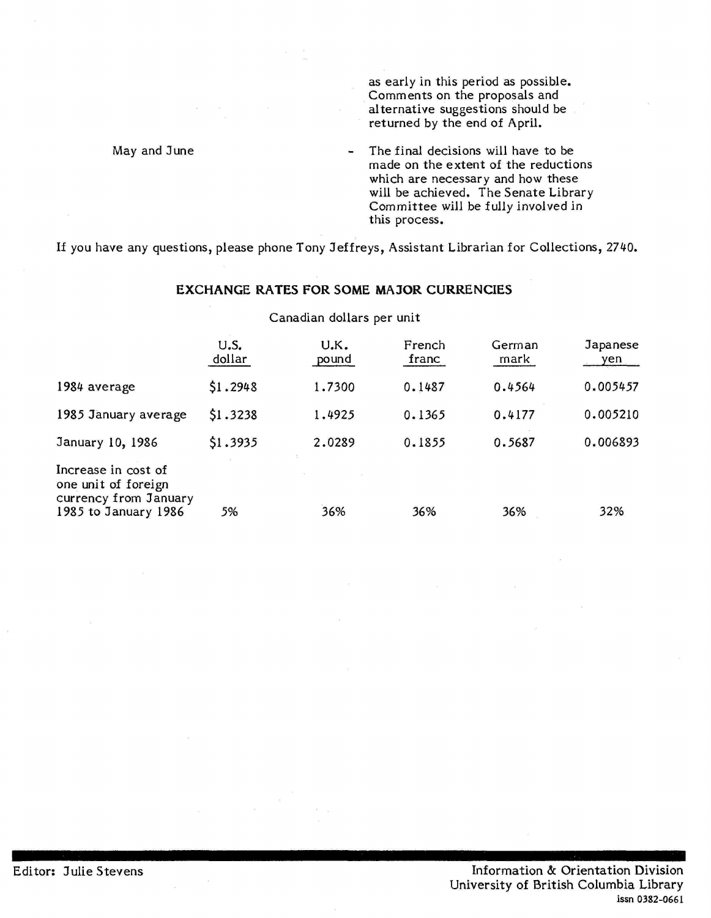as early in this period as possible. Comments on the proposals and alternative suggestions should be returned by the end of April.

May and June - The final decisions will have to be made on the extent of the reductions which are necessary and how these will be achieved. The Senate Library Committee will be fully involved in this process.

If you have any questions, please phone Tony Jeffreys, Assistant Librarian for Collections, 2740.

## EXCHANGE RATES FOR SOME MAJOR CURRENCIES

Canadian dollars per unit

| | U.S. dollar | U.K. pound | French franc | German mark | Japanese yen |
|---|---|---|---|---|---|
| 1984 average | $1.2948 | 1.7300 | 0.1487 | 0.4564 | 0.005457 |
| 1985 January average | $1.3238 | 1.4925 | 0.1365 | 0.4177 | 0.005210 |
| January 10, 1986 | $1.3935 | 2.0289 | 0.1855 | 0.5687 | 0.006893 |
| Increase in cost of one unit of foreign currency from January 1985 to January 1986 | 5% | 36% | 36% | 36% | 32% |

Editor: Julie Stevens

Information & Orientation Division
University of British Columbia Library
issn 0382-0661